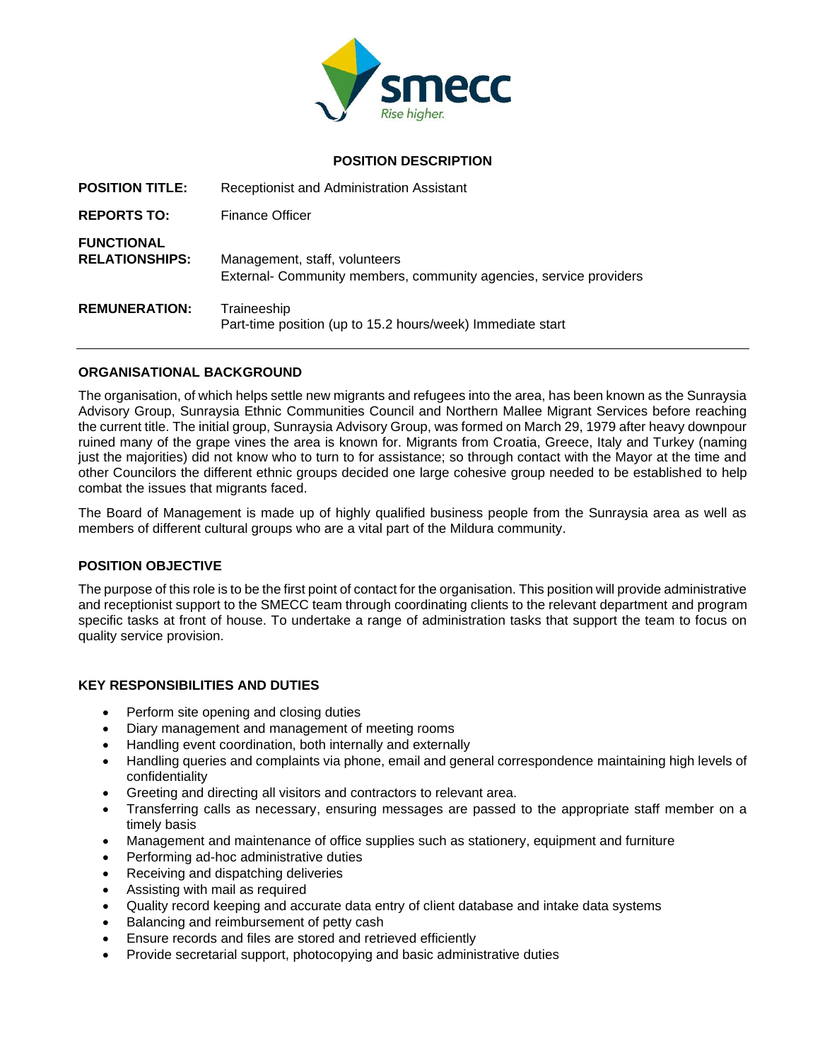# POSITION DESCRIPTION

**POSITION TITLE:** Receptionist and Administration Assistant

**REPORTS TO:** Finance Officer

**FUNCTIONAL RELATIONSHIPS:** Management, staff, volunteers
External- Community members, community agencies, service providers

**REMUNERATION:** Traineeship
Part-time position (up to 15.2 hours/week) Immediate start

---

## ORGANISATIONAL BACKGROUND

The organisation, of which helps settle new migrants and refugees into the area, has been known as the Sunraysia Advisory Group, Sunraysia Ethnic Communities Council and Northern Mallee Migrant Services before reaching the current title. The initial group, Sunraysia Advisory Group, was formed on March 29, 1979 after heavy downpour ruined many of the grape vines the area is known for. Migrants from Croatia, Greece, Italy and Turkey (naming just the majorities) did not know who to turn to for assistance; so through contact with the Mayor at the time and other Councilors the different ethnic groups decided one large cohesive group needed to be established to help combat the issues that migrants faced.

The Board of Management is made up of highly qualified business people from the Sunraysia area as well as members of different cultural groups who are a vital part of the Mildura community.

## POSITION OBJECTIVE

The purpose of this role is to be the first point of contact for the organisation. This position will provide administrative and receptionist support to the SMECC team through coordinating clients to the relevant department and program specific tasks at front of house. To undertake a range of administration tasks that support the team to focus on quality service provision.

## KEY RESPONSIBILITIES AND DUTIES

- Perform site opening and closing duties
- Diary management and management of meeting rooms
- Handling event coordination, both internally and externally
- Handling queries and complaints via phone, email and general correspondence maintaining high levels of confidentiality
- Greeting and directing all visitors and contractors to relevant area.
- Transferring calls as necessary, ensuring messages are passed to the appropriate staff member on a timely basis
- Management and maintenance of office supplies such as stationery, equipment and furniture
- Performing ad-hoc administrative duties
- Receiving and dispatching deliveries
- Assisting with mail as required
- Quality record keeping and accurate data entry of client database and intake data systems
- Balancing and reimbursement of petty cash
- Ensure records and files are stored and retrieved efficiently
- Provide secretarial support, photocopying and basic administrative duties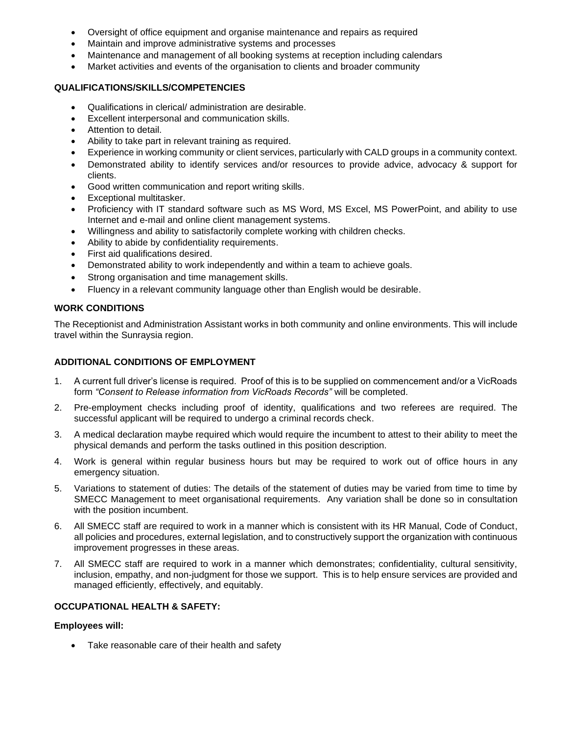- Oversight of office equipment and organise maintenance and repairs as required
- Maintain and improve administrative systems and processes
- Maintenance and management of all booking systems at reception including calendars
- Market activities and events of the organisation to clients and broader community

**QUALIFICATIONS/SKILLS/COMPETENCIES**

- Qualifications in clerical/ administration are desirable.
- Excellent interpersonal and communication skills.
- Attention to detail.
- Ability to take part in relevant training as required.
- Experience in working community or client services, particularly with CALD groups in a community context.
- Demonstrated ability to identify services and/or resources to provide advice, advocacy & support for clients.
- Good written communication and report writing skills.
- Exceptional multitasker.
- Proficiency with IT standard software such as MS Word, MS Excel, MS PowerPoint, and ability to use Internet and e-mail and online client management systems.
- Willingness and ability to satisfactorily complete working with children checks.
- Ability to abide by confidentiality requirements.
- First aid qualifications desired.
- Demonstrated ability to work independently and within a team to achieve goals.
- Strong organisation and time management skills.
- Fluency in a relevant community language other than English would be desirable.

**WORK CONDITIONS**

The Receptionist and Administration Assistant works in both community and online environments. This will include travel within the Sunraysia region.

**ADDITIONAL CONDITIONS OF EMPLOYMENT**

1. A current full driver's license is required. Proof of this is to be supplied on commencement and/or a VicRoads form *"Consent to Release information from VicRoads Records"* will be completed.
2. Pre-employment checks including proof of identity, qualifications and two referees are required. The successful applicant will be required to undergo a criminal records check.
3. A medical declaration maybe required which would require the incumbent to attest to their ability to meet the physical demands and perform the tasks outlined in this position description.
4. Work is general within regular business hours but may be required to work out of office hours in any emergency situation.
5. Variations to statement of duties: The details of the statement of duties may be varied from time to time by SMECC Management to meet organisational requirements. Any variation shall be done so in consultation with the position incumbent.
6. All SMECC staff are required to work in a manner which is consistent with its HR Manual, Code of Conduct, all policies and procedures, external legislation, and to constructively support the organization with continuous improvement progresses in these areas.
7. All SMECC staff are required to work in a manner which demonstrates; confidentiality, cultural sensitivity, inclusion, empathy, and non-judgment for those we support. This is to help ensure services are provided and managed efficiently, effectively, and equitably.

**OCCUPATIONAL HEALTH & SAFETY:**

**Employees will:**

- Take reasonable care of their health and safety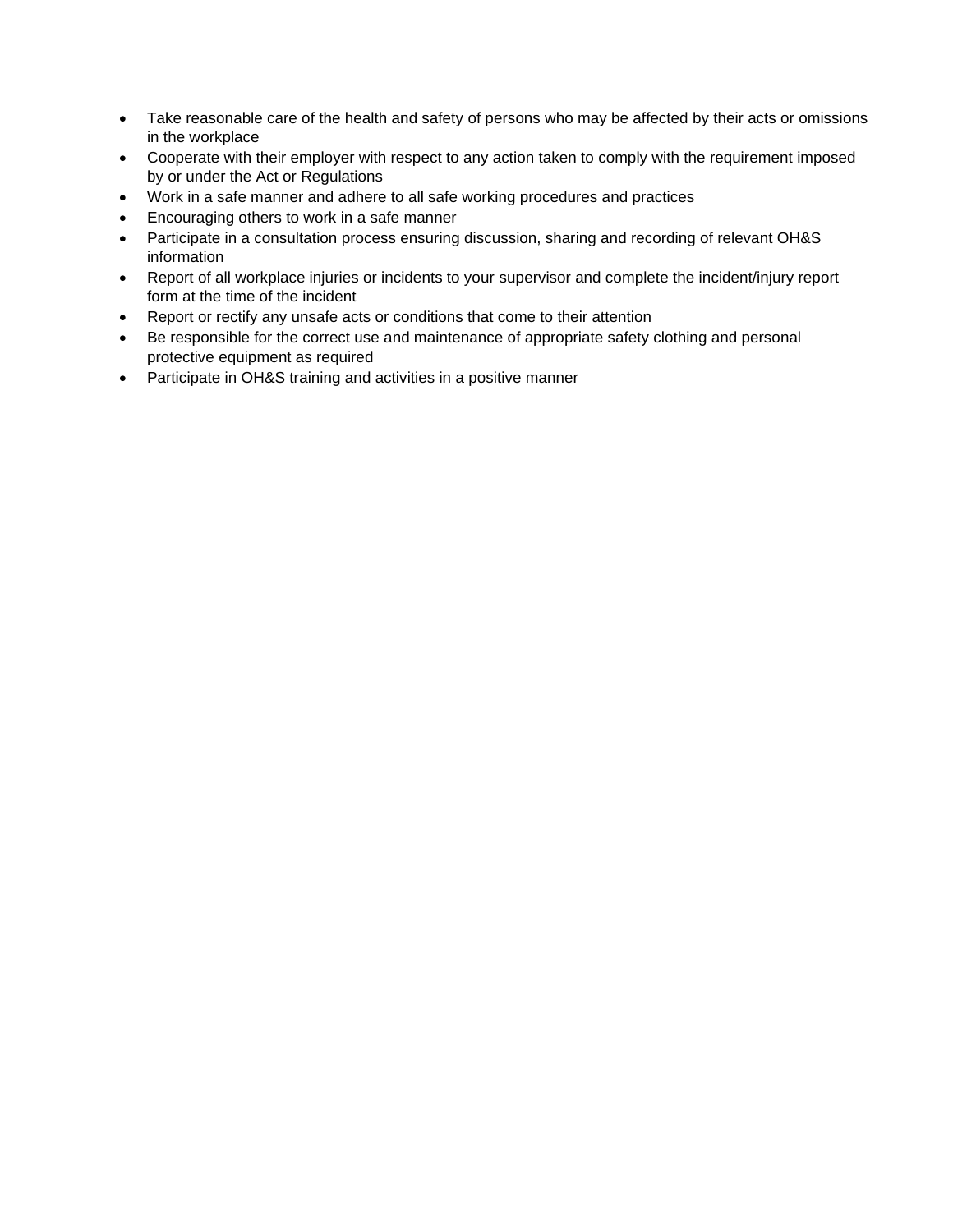- Take reasonable care of the health and safety of persons who may be affected by their acts or omissions in the workplace
- Cooperate with their employer with respect to any action taken to comply with the requirement imposed by or under the Act or Regulations
- Work in a safe manner and adhere to all safe working procedures and practices
- Encouraging others to work in a safe manner
- Participate in a consultation process ensuring discussion, sharing and recording of relevant OH&S information
- Report of all workplace injuries or incidents to your supervisor and complete the incident/injury report form at the time of the incident
- Report or rectify any unsafe acts or conditions that come to their attention
- Be responsible for the correct use and maintenance of appropriate safety clothing and personal protective equipment as required
- Participate in OH&S training and activities in a positive manner